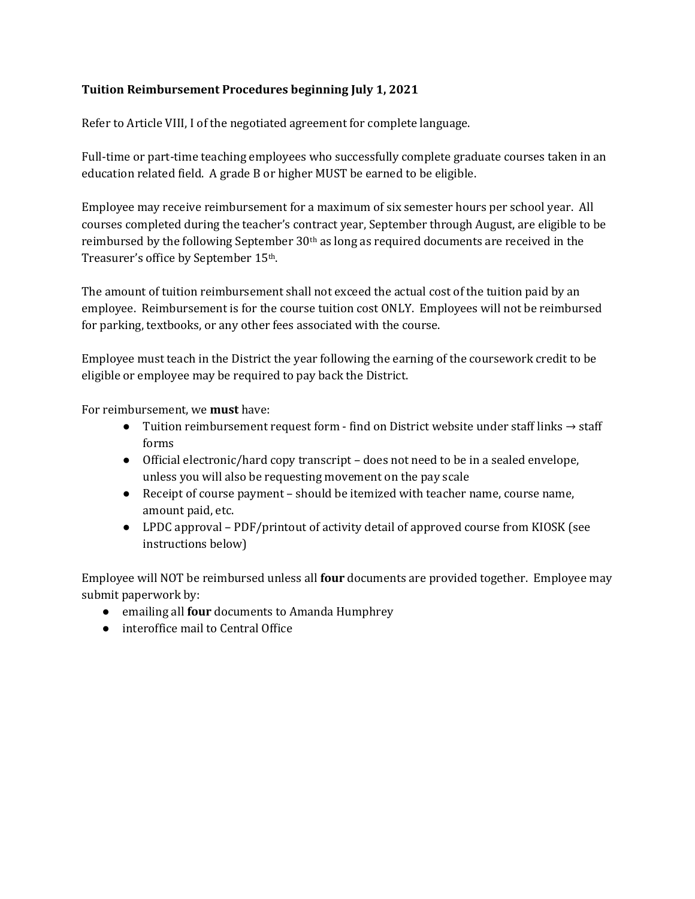**Tuition Reimbursement Procedures beginning July 1, 2021**

Refer to Article VIII, I of the negotiated agreement for complete language.

Full-time or part-time teaching employees who successfully complete graduate courses taken in an education related field. A grade B or higher MUST be earned to be eligible.

Employee may receive reimbursement for a maximum of six semester hours per school year. All courses completed during the teacher's contract year, September through August, are eligible to be reimbursed by the following September 30th as long as required documents are received in the Treasurer's office by September 15th.

The amount of tuition reimbursement shall not exceed the actual cost of the tuition paid by an employee. Reimbursement is for the course tuition cost ONLY. Employees will not be reimbursed for parking, textbooks, or any other fees associated with the course.

Employee must teach in the District the year following the earning of the coursework credit to be eligible or employee may be required to pay back the District.

For reimbursement, we **must** have:

- Tuition reimbursement request form - find on District website under staff links → staff forms
- Official electronic/hard copy transcript – does not need to be in a sealed envelope, unless you will also be requesting movement on the pay scale
- Receipt of course payment – should be itemized with teacher name, course name, amount paid, etc.
- LPDC approval – PDF/printout of activity detail of approved course from KIOSK (see instructions below)

Employee will NOT be reimbursed unless all **four** documents are provided together. Employee may submit paperwork by:

- emailing all **four** documents to Amanda Humphrey
- interoffice mail to Central Office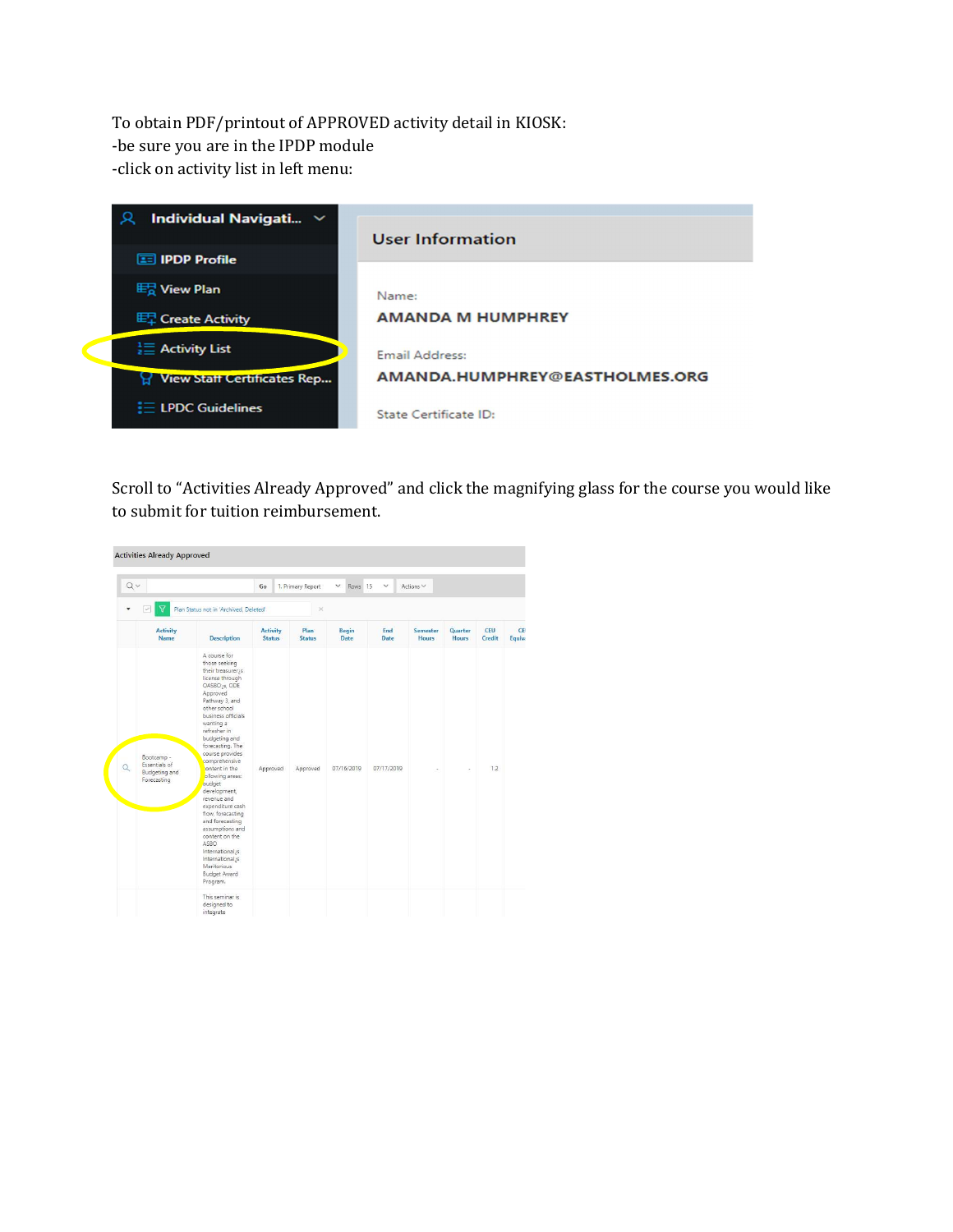To obtain PDF/printout of APPROVED activity detail in KIOSK:
-be sure you are in the IPDP module
-click on activity list in left menu:

Scroll to "Activities Already Approved" and click the magnifying glass for the course you would like to submit for tuition reimbursement.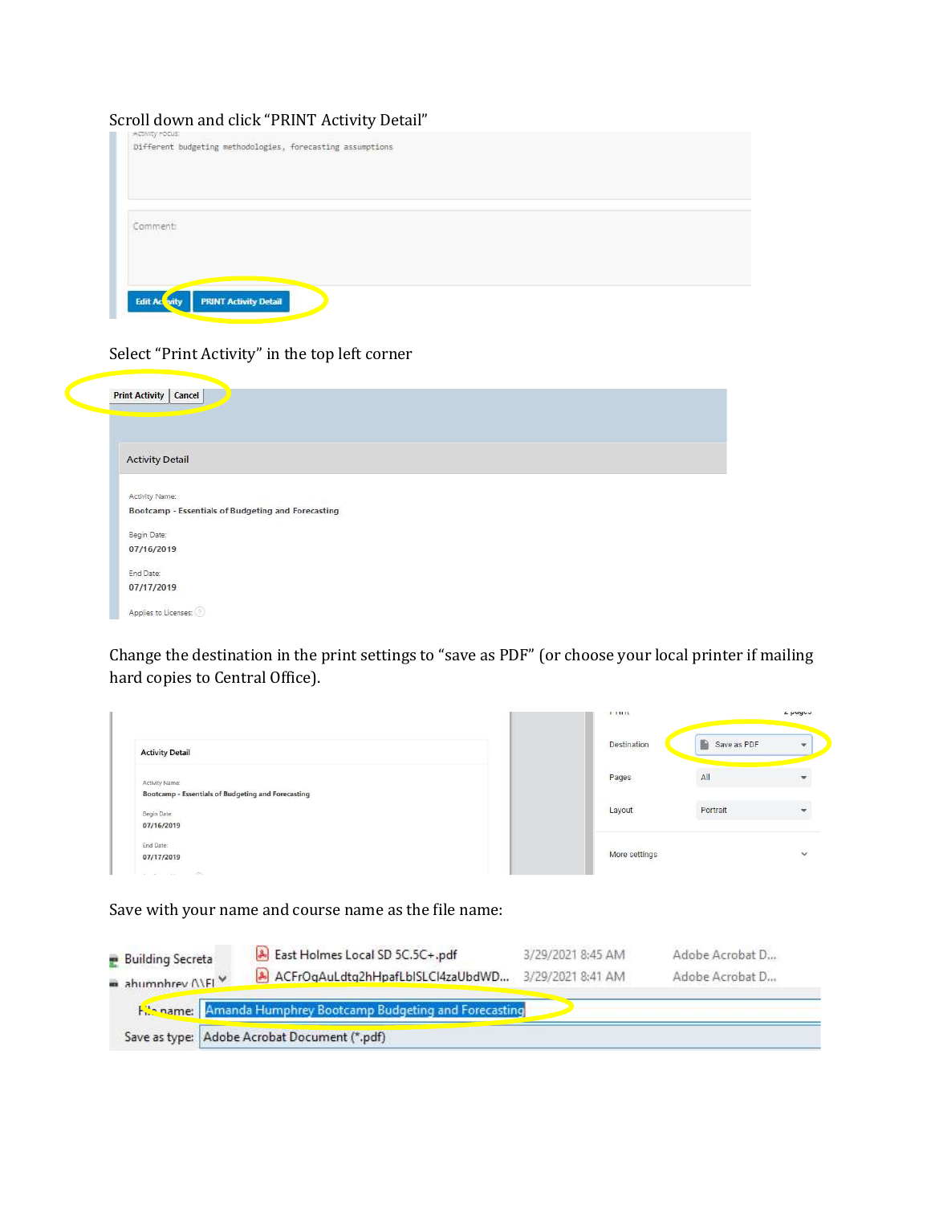Scroll down and click "PRINT Activity Detail"

Select "Print Activity" in the top left corner

Change the destination in the print settings to "save as PDF" (or choose your local printer if mailing hard copies to Central Office).

Save with your name and course name as the file name: